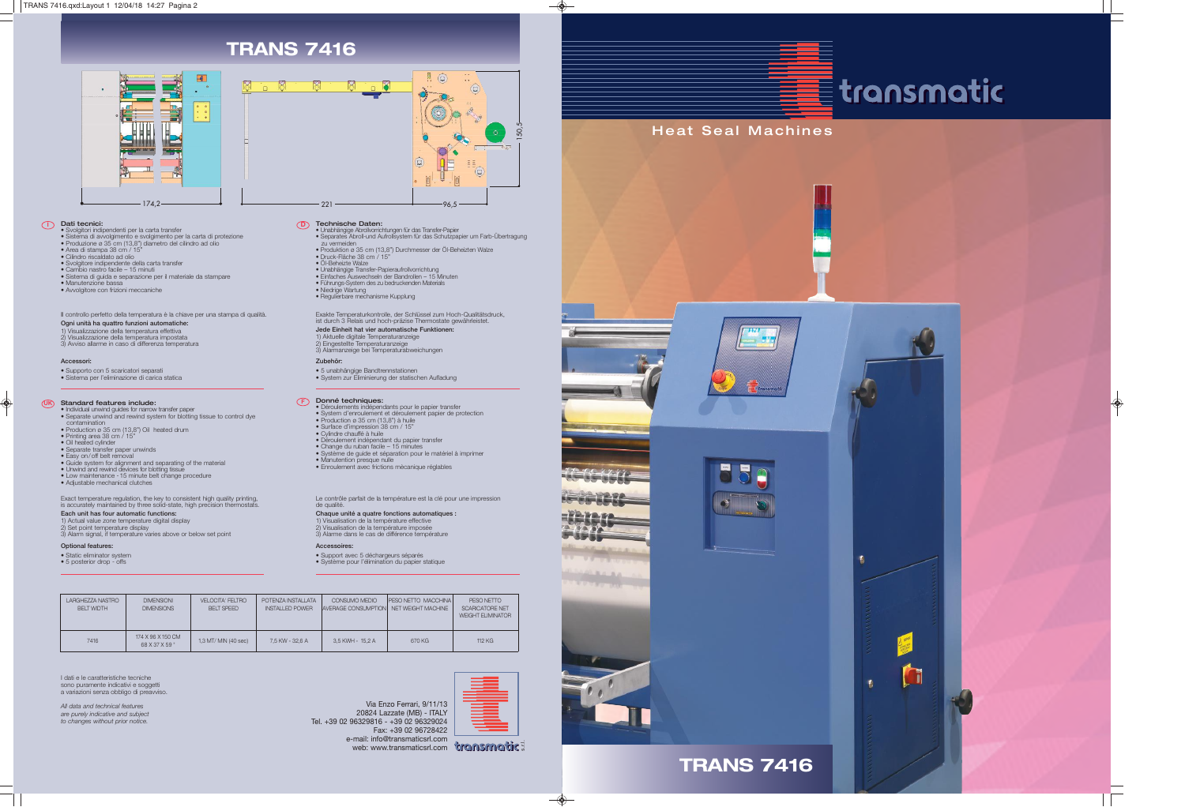# TRANS 7416

174,2 — 221 — 96,5 — 150,5

## I Dati tecnici:

- Svolgitori indipendenti per la carta transfer
- Sistema di avvolgimento e svolgimento per la carta di protezione
- Produzione ø 35 cm (13,8") diametro del cilindro ad olio
- Area di stampa 38 cm / 15"
- Cilindro riscaldato ad olio
- Svolgitore indipendente della carta transfer
- Cambio nastro facile – 15 minuti
- Sistema di guida e separazione per il materiale da stampare
- Manutenzione bassa
- Avvolgitore con frizioni meccaniche

Il controllo perfetto della temperatura è la chiave per una stampa di qualità.

**Ogni unità ha quattro funzioni automatiche:**

1) Visualizzazione della temperatura effettiva
2) Visualizzazione della temperatura impostata
3) Avviso allarme in caso di differenza temperatura

**Accessori:**

- Supporto con 5 scaricatori separati
- Sistema per l'eliminazione di carica statica

## D Technische Daten:

- Unabhängige Abrollvorrichtungen für das Transfer-Papier
- Separates Abroll-und Aufrollsystem für das Schutzpapier um Farb-Übertragung zu vermeiden
- Produktion ø 35 cm (13,8") Durchmesser der Öl-Beheizten Walze
- Druck-Fläche 38 cm / 15"
- Öl-Beheizte Walze
- Unabhängige Transfer-Papierabrollvorrichtung
- Einfaches Auswechseln der Bandrollen – 15 Minuten
- Führungs-System des zu bedruckenden Materials
- Niedrige Wartung
- Regulierbare mechanische Kupplung

Exakte Temperaturkontrolle, der Schlüssel zum Hoch-Qualitätsdruck, ist durch 3 Relais und hoch-präzise Thermostate gewährleistet.

**Jede Einheit hat vier automatische Funktionen:**

1) Aktuelle digitale Temperaturanzeige
2) Eingestellte Temperaturanzeige
3) Alarmanzeige bei Temperaturabweichungen

**Zubehör:**

- 5 unabhängige Bandtrennstationen
- System zur Eliminierung der statischen Aufladung

## UK Standard features include:

- Individual unwind guides for narrow transfer paper
- Separate unwind and rewind system for blotting tissue to control dye contamination
- Production ø 35 cm (13,8") Oil heated drum
- Printing area 38 cm / 15"
- Oil heated cylinder
- Separate transfer paper unwinds
- Easy on/off belt removal
- Guide system for alignment and separating of the material
- Unwind and rewind devices for blotting tissue
- Low maintenance - 15 minute belt change procedure
- Adjustable mechanical clutches

Exact temperature regulation, the key to consistent high quality printing, is accurately maintained by three solid-state, high precision thermostats.

**Each unit has four automatic functions:**

1) Actual value zone temperature digital display
2) Set point temperature display
3) Alarm signal, if temperature varies above or below set point

**Optional features:**

- Static eliminator system
- 5 posterior drop - offs

## F Donné techniques:

- Déroulements indépendants pour le papier transfer
- System d'enroulement et déroulement papier de protection
- Production ø 35 cm (13,8") à huile
- Surface d'impression 38 cm / 15"
- Cylindre chauffé à huile
- Déroulement indépendant du papier transfer
- Change du ruban facile – 15 minutes
- Système de guide et séparation pour le matériel à imprimer
- Manutention presque nulle
- Enroulement avec frictions mécanique réglables

Le contrôle parfait de la température est la clé pour une impression de qualité.

**Chaque unité a quatre fonctions automatiques :**

1) Visualisation de la température effective
2) Visualisation de la température imposée
3) Alarme dans le cas de différence température

**Accessoires:**

- Support avec 5 déchargeurs séparés
- Système pour l'élimination du papier statique

| LARGHEZZA NASTRO BELT WIDTH | DIMENSIONI DIMENSIONS | VELOCITA' FELTRO BELT SPEED | POTENZA INSTALLATA INSTALLED POWER | CONSUMO MEDIO AVERAGE CONSUMPTION | PESO NETTO MACCHINA NET WEIGHT MACHINE | PESO NETTO SCARICATORE NET WEIGHT ELIMINATOR |
|---|---|---|---|---|---|---|
| 7416 | 174 X 96 X 150 CM 68 X 37 X 59 " | 1,3 MT/ MIN (40 sec) | 7,5 KW - 32,6 A | 3,5 KWH - 15,2 A | 670 KG | 112 KG |

I dati e le caratteristiche tecniche sono puramente indicativi e soggetti a variazioni senza obbligo di preavviso.

*All data and technical features are purely indicative and subject to changes without prior notice.*

Via Enzo Ferrari, 9/11/13
20824 Lazzate (MB) - ITALY
Tel. +39 02 96329816 - +39 02 96329024
Fax: +39 02 96728422
e-mail: info@transmaticsrl.com
web: www.transmaticsrl.com

transmatic s.r.l.

# transmatic

## Heat Seal Machines

# TRANS 7416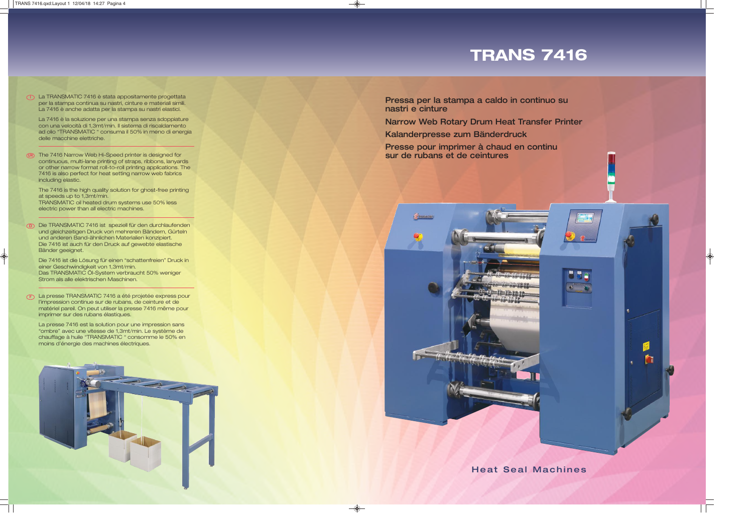# TRANS 7416

**Pressa per la stampa a caldo in continuo su nastri e cinture**

**Narrow Web Rotary Drum Heat Transfer Printer**

**Kalanderpresse zum Bänderdruck**

**Presse pour imprimer à chaud en continu sur de rubans et de ceintures**

(I) La TRANSMATIC 7416 è stata appositamente progettata per la stampa continua su nastri, cinture e materiali simili. La 7416 è anche adatta per la stampa su nastri elastici.

La 7416 è la soluzione per una stampa senza sdoppiature con una velocità di 1,3mt/min. Il sistema di riscaldamento ad olio "TRANSMATIC " consuma il 50% in meno di energia delle macchine elettriche.

(UK) The 7416 Narrow Web Hi-Speed printer is designed for continuous, multi-lane printing of straps, ribbons, lanyards or other narrow format roll-to-roll printing applications. The 7416 is also perfect for heat setting narrow web fabrics including elastic.

The 7416 is the high quality solution for ghost-free printing at speeds up to 1,3mt/min.
TRANSMATIC oil heated drum systems use 50% less electric power than all electric machines.

(D) Die TRANSMATIC 7416 ist speziell für den durchlaufenden und gleichzeitigen Druck von mehreren Bändern, Gürteln und anderen Band-ähnlichen Materialien konzipiert.
Die 7416 ist auch für den Druck auf gewebte elastische Bänder geeignet.

Die 7416 ist die Lösung für einen "schattenfreien" Druck in einer Geschwindigkeit von 1,3mt/min.
Das TRANSMATIC Öl-System verbraucht 50% weniger Strom als alle elektrischen Maschinen.

(F) La presse TRANSMATIC 7416 a été projetée express pour l'impression continue sur de rubans, de ceinture et de matériel pareil. On peut utiliser la presse 7416 même pour imprimer sur des rubans élastiques.

La presse 7416 est la solution pour une impression sans "ombre" avec une vitesse de 1,3mt/min. Le système de chauffage à huile "TRANSMATIC " consomme le 50% en moins d'énergie des machines électriques.

**Heat Seal Machines**